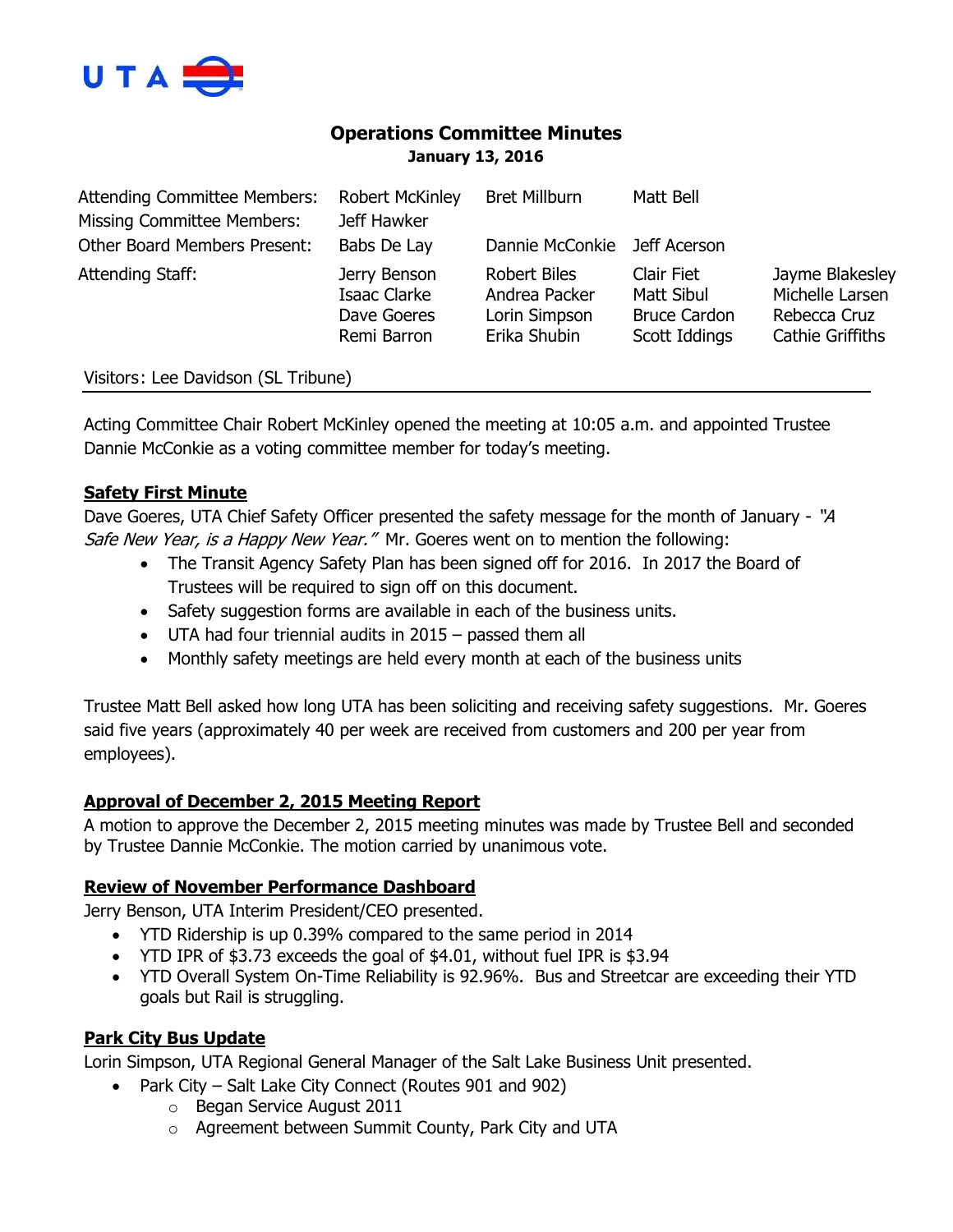UTA

# Operations Committee Minutes

**January 13, 2016**

| | | | | |
|---|---|---|---|---|
| Attending Committee Members: | Robert McKinley | Bret Millburn | Matt Bell | |
| Missing Committee Members: | Jeff Hawker | | | |
| Other Board Members Present: | Babs De Lay | Dannie McConkie | Jeff Acerson | |
| Attending Staff: | Jerry Benson | Robert Biles | Clair Fiet | Jayme Blakesley |
| | Isaac Clarke | Andrea Packer | Matt Sibul | Michelle Larsen |
| | Dave Goeres | Lorin Simpson | Bruce Cardon | Rebecca Cruz |
| | Remi Barron | Erika Shubin | Scott Iddings | Cathie Griffiths |

Visitors: Lee Davidson (SL Tribune)

Acting Committee Chair Robert McKinley opened the meeting at 10:05 a.m. and appointed Trustee Dannie McConkie as a voting committee member for today's meeting.

**Safety First Minute**

Dave Goeres, UTA Chief Safety Officer presented the safety message for the month of January - *"A Safe New Year, is a Happy New Year."* Mr. Goeres went on to mention the following:

- The Transit Agency Safety Plan has been signed off for 2016. In 2017 the Board of Trustees will be required to sign off on this document.
- Safety suggestion forms are available in each of the business units.
- UTA had four triennial audits in 2015 – passed them all
- Monthly safety meetings are held every month at each of the business units

Trustee Matt Bell asked how long UTA has been soliciting and receiving safety suggestions. Mr. Goeres said five years (approximately 40 per week are received from customers and 200 per year from employees).

**Approval of December 2, 2015 Meeting Report**

A motion to approve the December 2, 2015 meeting minutes was made by Trustee Bell and seconded by Trustee Dannie McConkie. The motion carried by unanimous vote.

**Review of November Performance Dashboard**

Jerry Benson, UTA Interim President/CEO presented.

- YTD Ridership is up 0.39% compared to the same period in 2014
- YTD IPR of $3.73 exceeds the goal of $4.01, without fuel IPR is $3.94
- YTD Overall System On-Time Reliability is 92.96%. Bus and Streetcar are exceeding their YTD goals but Rail is struggling.

**Park City Bus Update**

Lorin Simpson, UTA Regional General Manager of the Salt Lake Business Unit presented.

- Park City – Salt Lake City Connect (Routes 901 and 902)
  - Began Service August 2011
  - Agreement between Summit County, Park City and UTA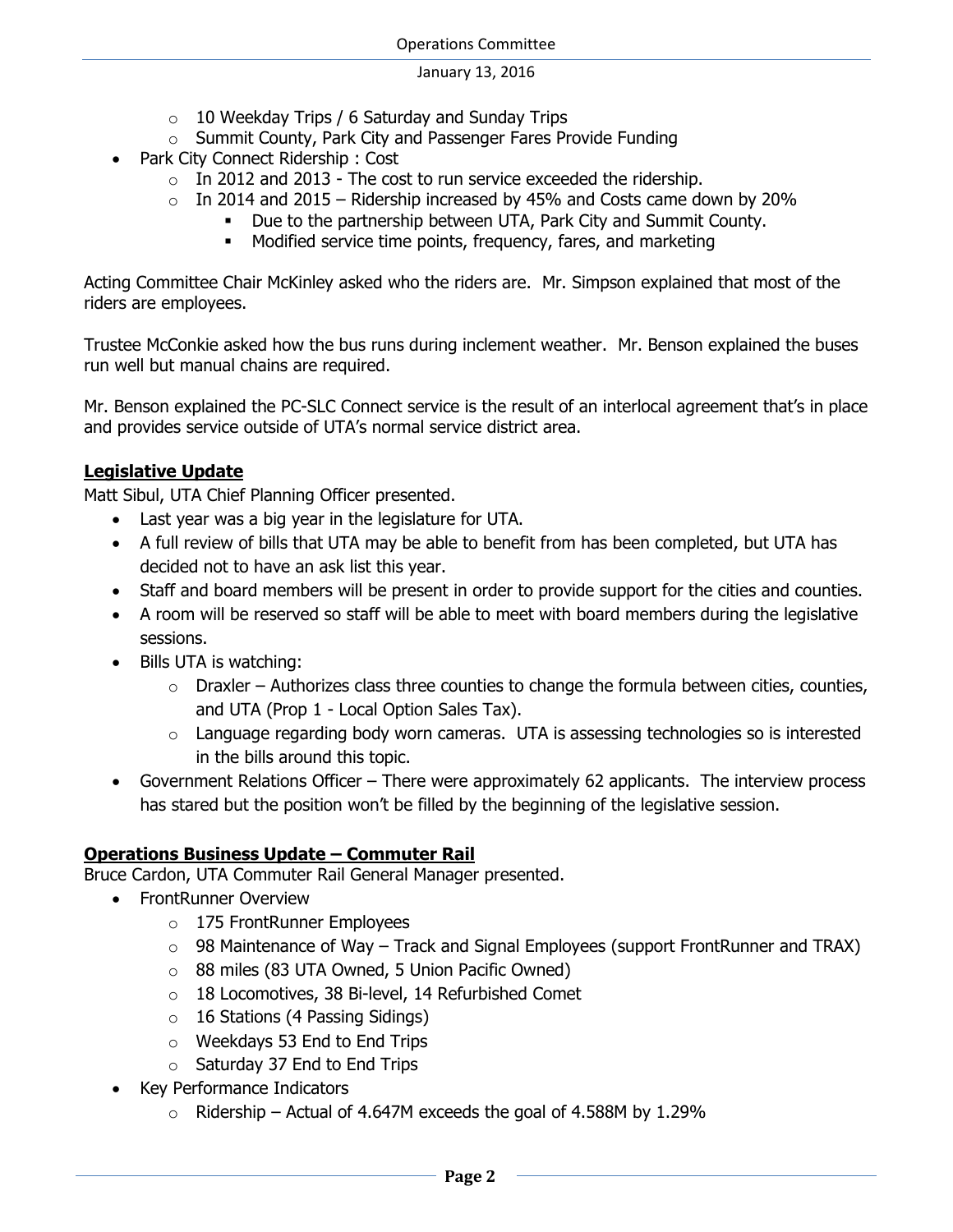- 10 Weekday Trips / 6 Saturday and Sunday Trips
  - Summit County, Park City and Passenger Fares Provide Funding
- Park City Connect Ridership : Cost
  - In 2012 and 2013 - The cost to run service exceeded the ridership.
  - In 2014 and 2015 – Ridership increased by 45% and Costs came down by 20%
    - Due to the partnership between UTA, Park City and Summit County.
    - Modified service time points, frequency, fares, and marketing

Acting Committee Chair McKinley asked who the riders are. Mr. Simpson explained that most of the riders are employees.

Trustee McConkie asked how the bus runs during inclement weather. Mr. Benson explained the buses run well but manual chains are required.

Mr. Benson explained the PC-SLC Connect service is the result of an interlocal agreement that's in place and provides service outside of UTA's normal service district area.

## Legislative Update

Matt Sibul, UTA Chief Planning Officer presented.

- Last year was a big year in the legislature for UTA.
- A full review of bills that UTA may be able to benefit from has been completed, but UTA has decided not to have an ask list this year.
- Staff and board members will be present in order to provide support for the cities and counties.
- A room will be reserved so staff will be able to meet with board members during the legislative sessions.
- Bills UTA is watching:
  - Draxler – Authorizes class three counties to change the formula between cities, counties, and UTA (Prop 1 - Local Option Sales Tax).
  - Language regarding body worn cameras. UTA is assessing technologies so is interested in the bills around this topic.
- Government Relations Officer – There were approximately 62 applicants. The interview process has stared but the position won't be filled by the beginning of the legislative session.

## Operations Business Update – Commuter Rail

Bruce Cardon, UTA Commuter Rail General Manager presented.

- FrontRunner Overview
  - 175 FrontRunner Employees
  - 98 Maintenance of Way – Track and Signal Employees (support FrontRunner and TRAX)
  - 88 miles (83 UTA Owned, 5 Union Pacific Owned)
  - 18 Locomotives, 38 Bi-level, 14 Refurbished Comet
  - 16 Stations (4 Passing Sidings)
  - Weekdays 53 End to End Trips
  - Saturday 37 End to End Trips
- Key Performance Indicators
  - Ridership – Actual of 4.647M exceeds the goal of 4.588M by 1.29%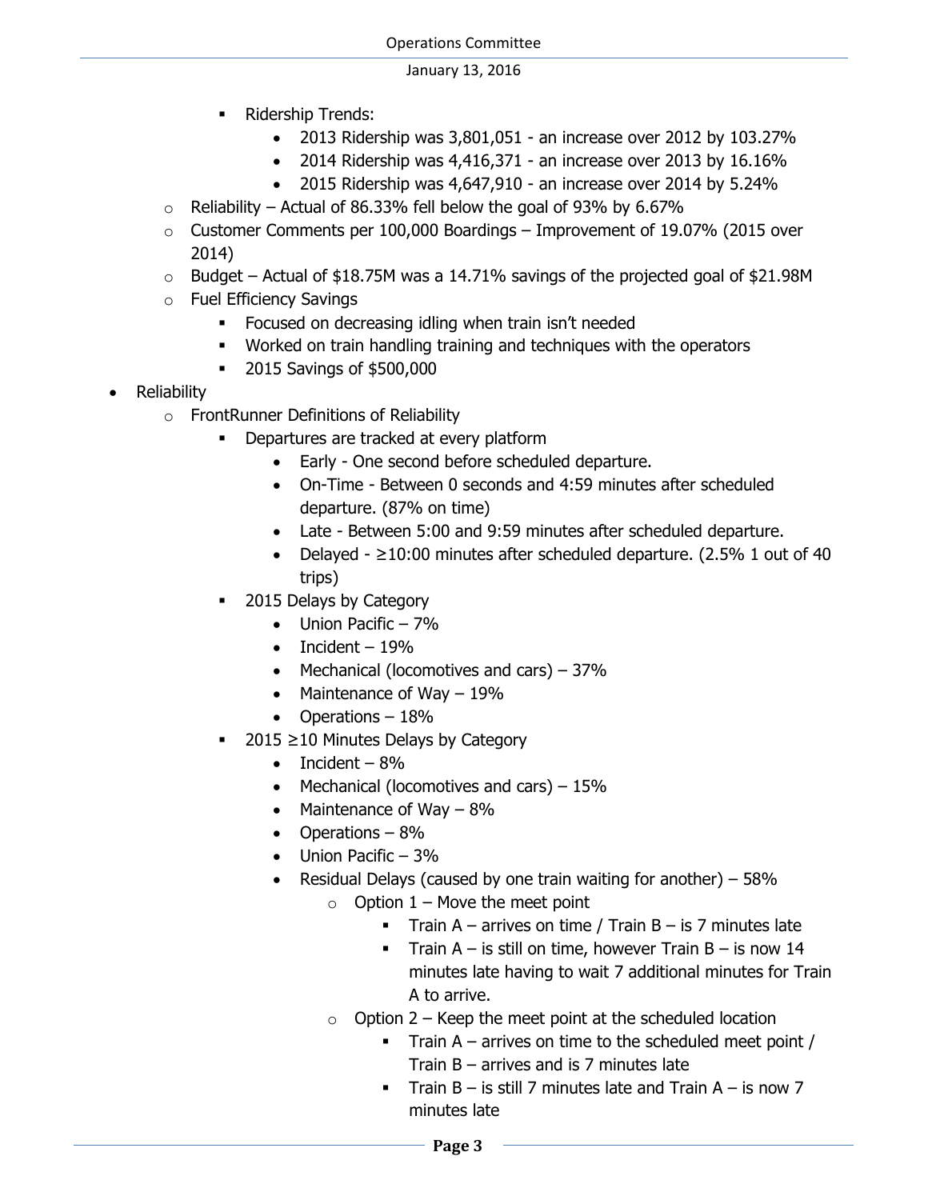- Ridership Trends:
        - 2013 Ridership was 3,801,051 - an increase over 2012 by 103.27%
        - 2014 Ridership was 4,416,371 - an increase over 2013 by 16.16%
        - 2015 Ridership was 4,647,910 - an increase over 2014 by 5.24%
  - Reliability – Actual of 86.33% fell below the goal of 93% by 6.67%
  - Customer Comments per 100,000 Boardings – Improvement of 19.07% (2015 over 2014)
  - Budget – Actual of $18.75M was a 14.71% savings of the projected goal of $21.98M
  - Fuel Efficiency Savings
    - Focused on decreasing idling when train isn't needed
    - Worked on train handling training and techniques with the operators
    - 2015 Savings of $500,000
- Reliability
  - FrontRunner Definitions of Reliability
    - Departures are tracked at every platform
      - Early - One second before scheduled departure.
      - On-Time - Between 0 seconds and 4:59 minutes after scheduled departure. (87% on time)
      - Late - Between 5:00 and 9:59 minutes after scheduled departure.
      - Delayed - ≥10:00 minutes after scheduled departure. (2.5% 1 out of 40 trips)
    - 2015 Delays by Category
      - Union Pacific – 7%
      - Incident – 19%
      - Mechanical (locomotives and cars) – 37%
      - Maintenance of Way – 19%
      - Operations – 18%
    - 2015 ≥10 Minutes Delays by Category
      - Incident – 8%
      - Mechanical (locomotives and cars) – 15%
      - Maintenance of Way – 8%
      - Operations – 8%
      - Union Pacific – 3%
      - Residual Delays (caused by one train waiting for another) – 58%
        - Option 1 – Move the meet point
          - Train A – arrives on time / Train B – is 7 minutes late
          - Train A – is still on time, however Train B – is now 14 minutes late having to wait 7 additional minutes for Train A to arrive.
        - Option 2 – Keep the meet point at the scheduled location
          - Train A – arrives on time to the scheduled meet point / Train B – arrives and is 7 minutes late
          - Train B – is still 7 minutes late and Train A – is now 7 minutes late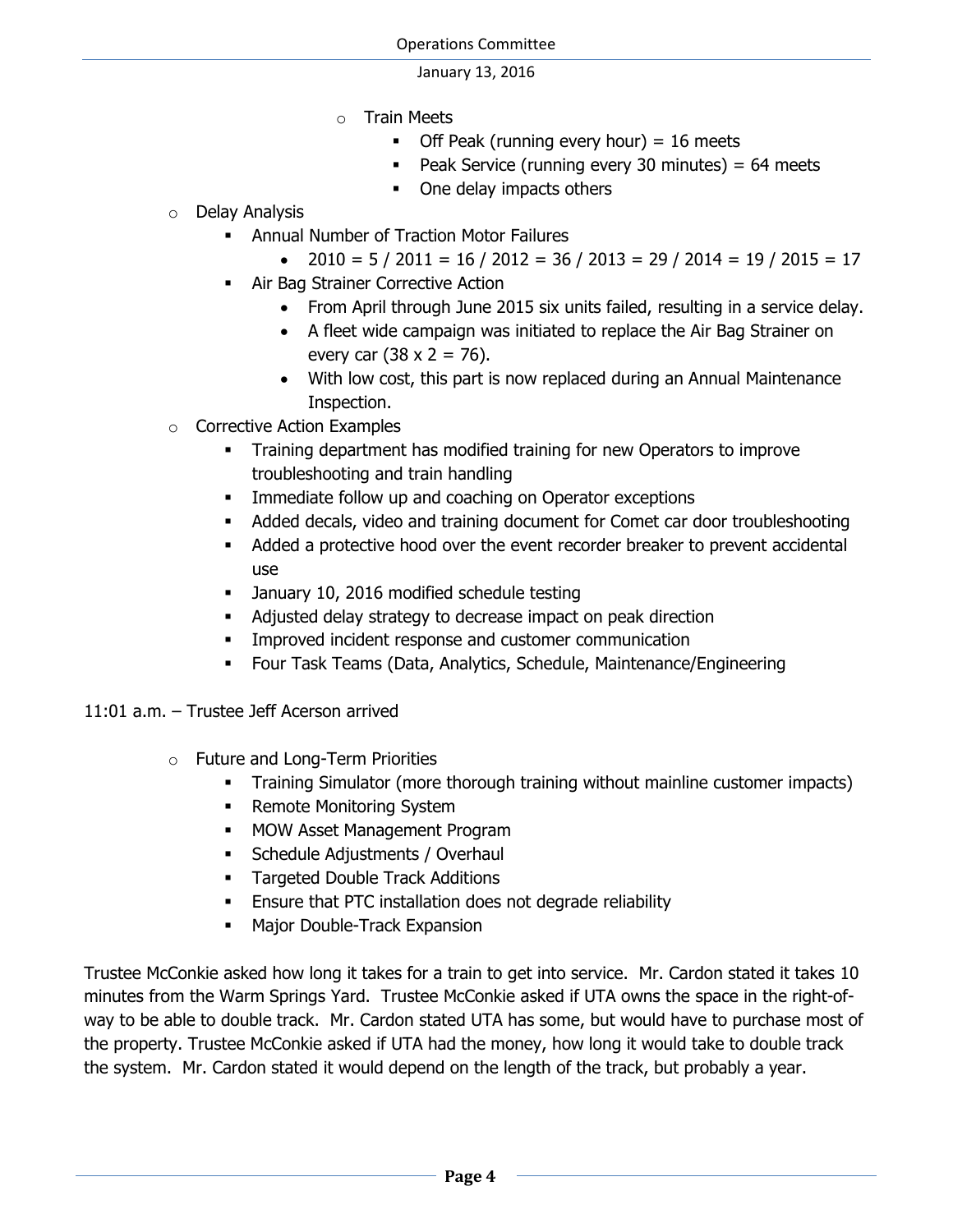- Train Meets
  - Off Peak (running every hour) = 16 meets
  - Peak Service (running every 30 minutes) = 64 meets
  - One delay impacts others
- Delay Analysis
  - Annual Number of Traction Motor Failures
    - 2010 = 5 / 2011 = 16 / 2012 = 36 / 2013 = 29 / 2014 = 19 / 2015 = 17
  - Air Bag Strainer Corrective Action
    - From April through June 2015 six units failed, resulting in a service delay.
    - A fleet wide campaign was initiated to replace the Air Bag Strainer on every car (38 x 2 = 76).
    - With low cost, this part is now replaced during an Annual Maintenance Inspection.
- Corrective Action Examples
  - Training department has modified training for new Operators to improve troubleshooting and train handling
  - Immediate follow up and coaching on Operator exceptions
  - Added decals, video and training document for Comet car door troubleshooting
  - Added a protective hood over the event recorder breaker to prevent accidental use
  - January 10, 2016 modified schedule testing
  - Adjusted delay strategy to decrease impact on peak direction
  - Improved incident response and customer communication
  - Four Task Teams (Data, Analytics, Schedule, Maintenance/Engineering

11:01 a.m. – Trustee Jeff Acerson arrived

- Future and Long-Term Priorities
  - Training Simulator (more thorough training without mainline customer impacts)
  - Remote Monitoring System
  - MOW Asset Management Program
  - Schedule Adjustments / Overhaul
  - Targeted Double Track Additions
  - Ensure that PTC installation does not degrade reliability
  - Major Double-Track Expansion

Trustee McConkie asked how long it takes for a train to get into service. Mr. Cardon stated it takes 10 minutes from the Warm Springs Yard. Trustee McConkie asked if UTA owns the space in the right-of-way to be able to double track. Mr. Cardon stated UTA has some, but would have to purchase most of the property. Trustee McConkie asked if UTA had the money, how long it would take to double track the system. Mr. Cardon stated it would depend on the length of the track, but probably a year.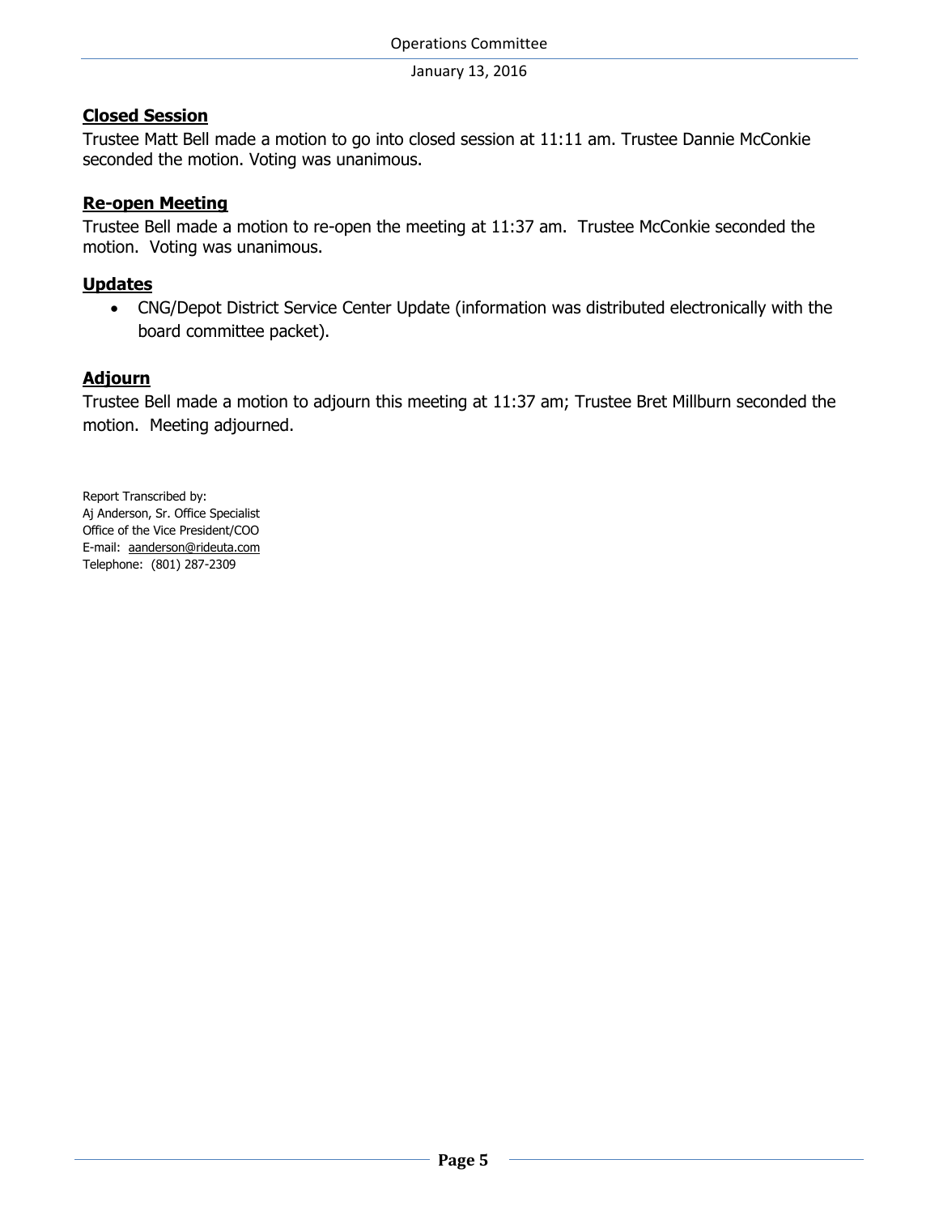**Closed Session**

Trustee Matt Bell made a motion to go into closed session at 11:11 am. Trustee Dannie McConkie seconded the motion. Voting was unanimous.

**Re-open Meeting**

Trustee Bell made a motion to re-open the meeting at 11:37 am. Trustee McConkie seconded the motion. Voting was unanimous.

**Updates**

- CNG/Depot District Service Center Update (information was distributed electronically with the board committee packet).

**Adjourn**

Trustee Bell made a motion to adjourn this meeting at 11:37 am; Trustee Bret Millburn seconded the motion. Meeting adjourned.

Report Transcribed by:
Aj Anderson, Sr. Office Specialist
Office of the Vice President/COO
E-mail: aanderson@rideuta.com
Telephone: (801) 287-2309